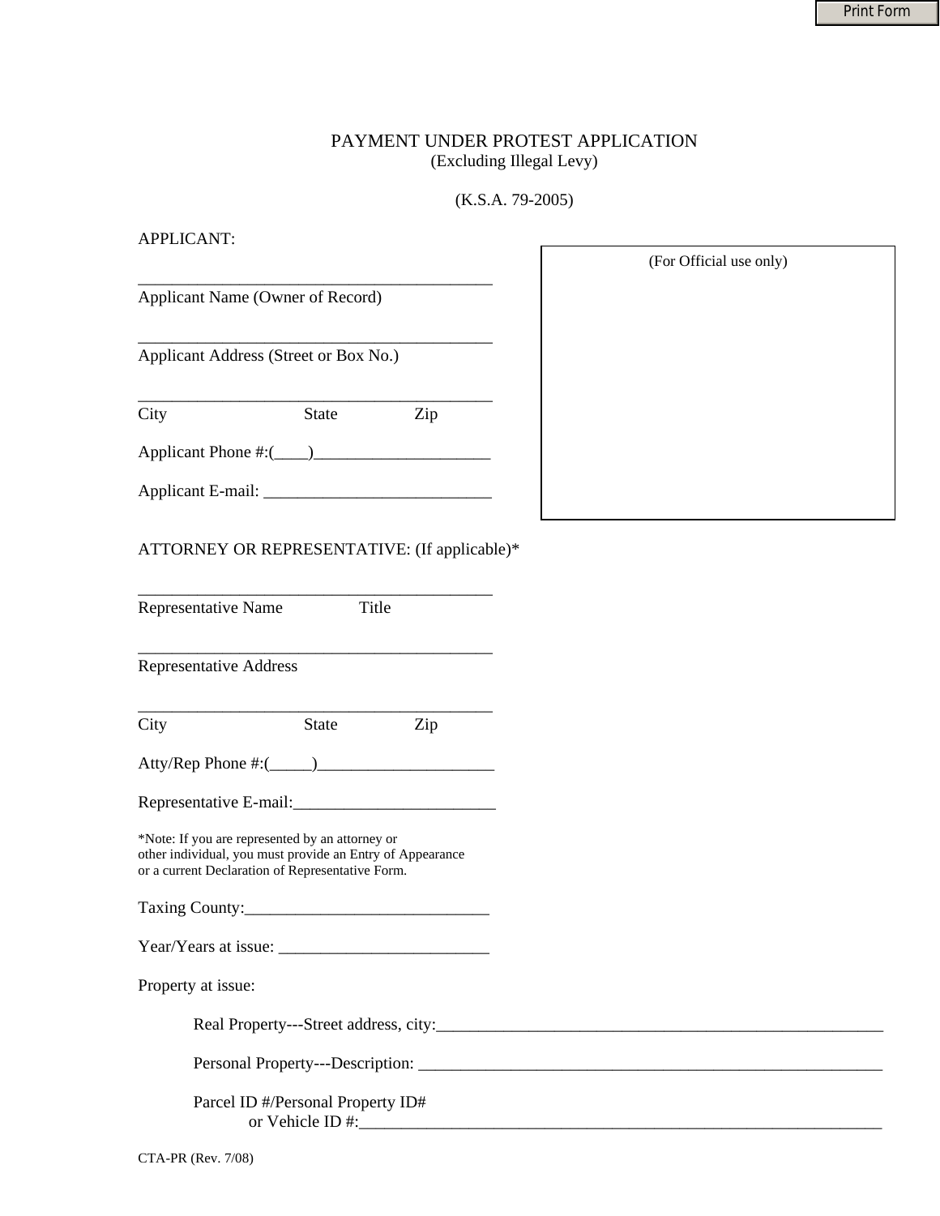# PAYMENT UNDER PROTEST APPLICATION

(Excluding Illegal Levy)

(K.S.A. 79-2005)

(For Official use only)

APPLICANT:

\_\_\_\_\_\_\_\_\_\_\_\_\_\_\_\_\_\_\_\_\_\_\_\_\_\_\_\_\_\_\_\_\_\_\_\_\_\_\_\_\_\_\_
Applicant Name (Owner of Record)

\_\_\_\_\_\_\_\_\_\_\_\_\_\_\_\_\_\_\_\_\_\_\_\_\_\_\_\_\_\_\_\_\_\_\_\_\_\_\_\_\_\_\_
Applicant Address (Street or Box No.)

\_\_\_\_\_\_\_\_\_\_\_\_\_\_\_\_\_\_\_\_\_\_\_\_\_\_\_\_\_\_\_\_\_\_\_\_\_\_\_\_\_\_\_
City State Zip

Applicant Phone #:(\_\_\_\_)\_\_\_\_\_\_\_\_\_\_\_\_\_\_\_\_\_\_\_\_\_

Applicant E-mail: \_\_\_\_\_\_\_\_\_\_\_\_\_\_\_\_\_\_\_\_\_\_\_\_\_\_\_

ATTORNEY OR REPRESENTATIVE: (If applicable)*

\_\_\_\_\_\_\_\_\_\_\_\_\_\_\_\_\_\_\_\_\_\_\_\_\_\_\_\_\_\_\_\_\_\_\_\_\_\_\_\_\_\_\_
Representative Name Title

\_\_\_\_\_\_\_\_\_\_\_\_\_\_\_\_\_\_\_\_\_\_\_\_\_\_\_\_\_\_\_\_\_\_\_\_\_\_\_\_\_\_\_
Representative Address

\_\_\_\_\_\_\_\_\_\_\_\_\_\_\_\_\_\_\_\_\_\_\_\_\_\_\_\_\_\_\_\_\_\_\_\_\_\_\_\_\_\_\_
City State Zip

Atty/Rep Phone #:(\_\_\_\_\_)\_\_\_\_\_\_\_\_\_\_\_\_\_\_\_\_\_\_\_\_\_

Representative E-mail:\_\_\_\_\_\_\_\_\_\_\_\_\_\_\_\_\_\_\_\_\_\_\_\_

*Note: If you are represented by an attorney or other individual, you must provide an Entry of Appearance or a current Declaration of Representative Form.

Taxing County:\_\_\_\_\_\_\_\_\_\_\_\_\_\_\_\_\_\_\_\_\_\_\_\_\_\_\_\_\_

Year/Years at issue: \_\_\_\_\_\_\_\_\_\_\_\_\_\_\_\_\_\_\_\_\_\_\_\_\_

Property at issue:

Real Property---Street address, city:\_\_\_\_\_\_\_\_\_\_\_\_\_\_\_\_\_\_\_\_\_\_\_\_\_\_\_\_\_\_\_\_\_\_\_\_\_\_\_\_\_\_\_\_\_\_\_\_\_\_\_\_\_\_\_

Personal Property---Description: \_\_\_\_\_\_\_\_\_\_\_\_\_\_\_\_\_\_\_\_\_\_\_\_\_\_\_\_\_\_\_\_\_\_\_\_\_\_\_\_\_\_\_\_\_\_\_\_\_\_\_\_\_\_\_\_\_\_

Parcel ID #/Personal Property ID# or Vehicle ID #:\_\_\_\_\_\_\_\_\_\_\_\_\_\_\_\_\_\_\_\_\_\_\_\_\_\_\_\_\_\_\_\_\_\_\_\_\_\_\_\_\_\_\_\_\_\_\_\_\_\_\_\_\_\_\_\_\_\_\_\_\_\_\_\_

CTA-PR (Rev. 7/08)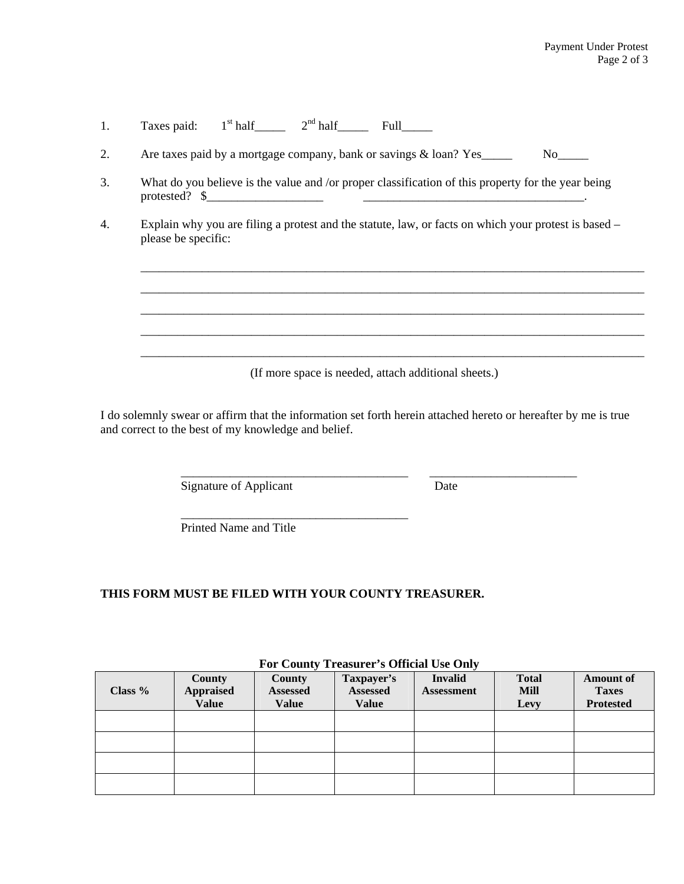1. Taxes paid: 1st half_____ 2nd half_____ Full_____

2. Are taxes paid by a mortgage company, bank or savings & loan? Yes_____ No_____

3. What do you believe is the value and /or proper classification of this property for the year being protested? $___________________ ____________________________________.

4. Explain why you are filing a protest and the statute, law, or facts on which your protest is based – please be specific:

   ______________________________________________________________________________

   ______________________________________________________________________________

   ______________________________________________________________________________

   ______________________________________________________________________________

   ______________________________________________________________________________

   (If more space is needed, attach additional sheets.)

I do solemnly swear or affirm that the information set forth herein attached hereto or hereafter by me is true and correct to the best of my knowledge and belief.

______________________________________ ________________________
Signature of Applicant Date

______________________________________
Printed Name and Title

**THIS FORM MUST BE FILED WITH YOUR COUNTY TREASURER.**

**For County Treasurer's Official Use Only**

| Class % | County Appraised Value | County Assessed Value | Taxpayer's Assessed Value | Invalid Assessment | Total Mill Levy | Amount of Taxes Protested |
|---|---|---|---|---|---|---|
| | | | | | | |
| | | | | | | |
| | | | | | | |
| | | | | | | |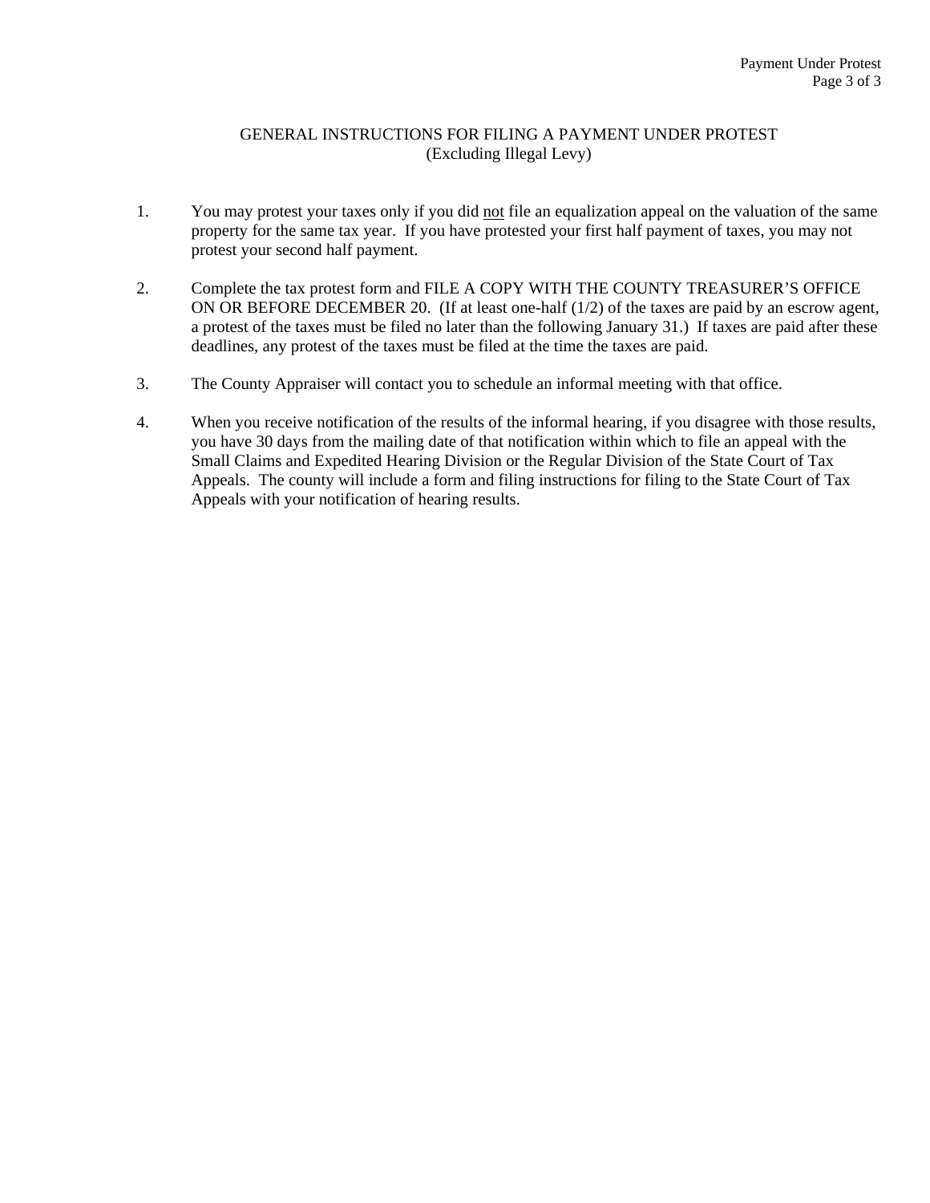# GENERAL INSTRUCTIONS FOR FILING A PAYMENT UNDER PROTEST
(Excluding Illegal Levy)

1. You may protest your taxes only if you did <u>not</u> file an equalization appeal on the valuation of the same property for the same tax year. If you have protested your first half payment of taxes, you may not protest your second half payment.

2. Complete the tax protest form and FILE A COPY WITH THE COUNTY TREASURER'S OFFICE ON OR BEFORE DECEMBER 20. (If at least one-half (1/2) of the taxes are paid by an escrow agent, a protest of the taxes must be filed no later than the following January 31.) If taxes are paid after these deadlines, any protest of the taxes must be filed at the time the taxes are paid.

3. The County Appraiser will contact you to schedule an informal meeting with that office.

4. When you receive notification of the results of the informal hearing, if you disagree with those results, you have 30 days from the mailing date of that notification within which to file an appeal with the Small Claims and Expedited Hearing Division or the Regular Division of the State Court of Tax Appeals. The county will include a form and filing instructions for filing to the State Court of Tax Appeals with your notification of hearing results.